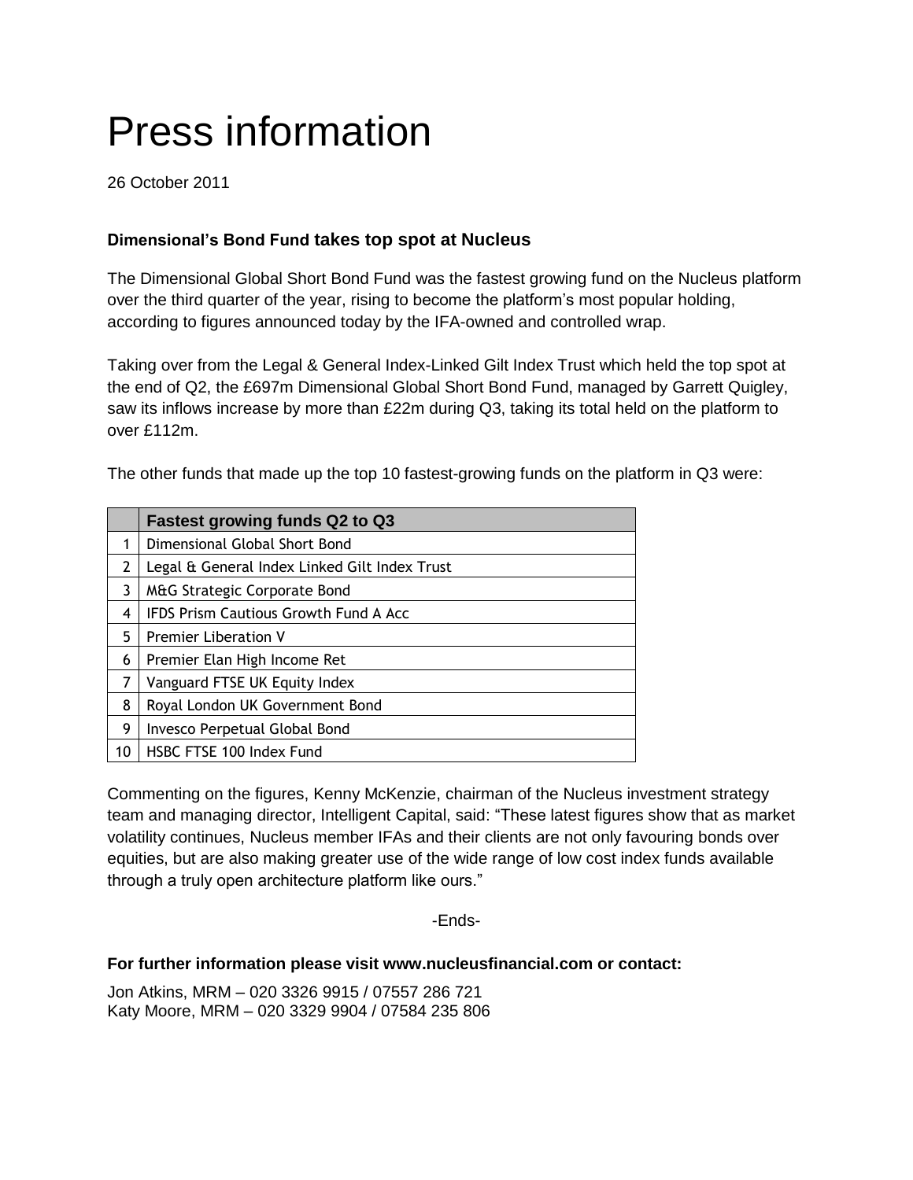# Press information

26 October 2011

**Dimensional's Bond Fund takes top spot at Nucleus**

The Dimensional Global Short Bond Fund was the fastest growing fund on the Nucleus platform over the third quarter of the year, rising to become the platform's most popular holding, according to figures announced today by the IFA-owned and controlled wrap.

Taking over from the Legal & General Index-Linked Gilt Index Trust which held the top spot at the end of Q2, the £697m Dimensional Global Short Bond Fund, managed by Garrett Quigley, saw its inflows increase by more than £22m during Q3, taking its total held on the platform to over £112m.

The other funds that made up the top 10 fastest-growing funds on the platform in Q3 were:

| | **Fastest growing funds Q2 to Q3** |
|---|---|
| 1 | Dimensional Global Short Bond |
| 2 | Legal & General Index Linked Gilt Index Trust |
| 3 | M&G Strategic Corporate Bond |
| 4 | IFDS Prism Cautious Growth Fund A Acc |
| 5 | Premier Liberation V |
| 6 | Premier Elan High Income Ret |
| 7 | Vanguard FTSE UK Equity Index |
| 8 | Royal London UK Government Bond |
| 9 | Invesco Perpetual Global Bond |
| 10 | HSBC FTSE 100 Index Fund |

Commenting on the figures, Kenny McKenzie, chairman of the Nucleus investment strategy team and managing director, Intelligent Capital, said: "These latest figures show that as market volatility continues, Nucleus member IFAs and their clients are not only favouring bonds over equities, but are also making greater use of the wide range of low cost index funds available through a truly open architecture platform like ours."

-Ends-

**For further information please visit www.nucleusfinancial.com or contact:**

Jon Atkins, MRM – 020 3326 9915 / 07557 286 721
Katy Moore, MRM – 020 3329 9904 / 07584 235 806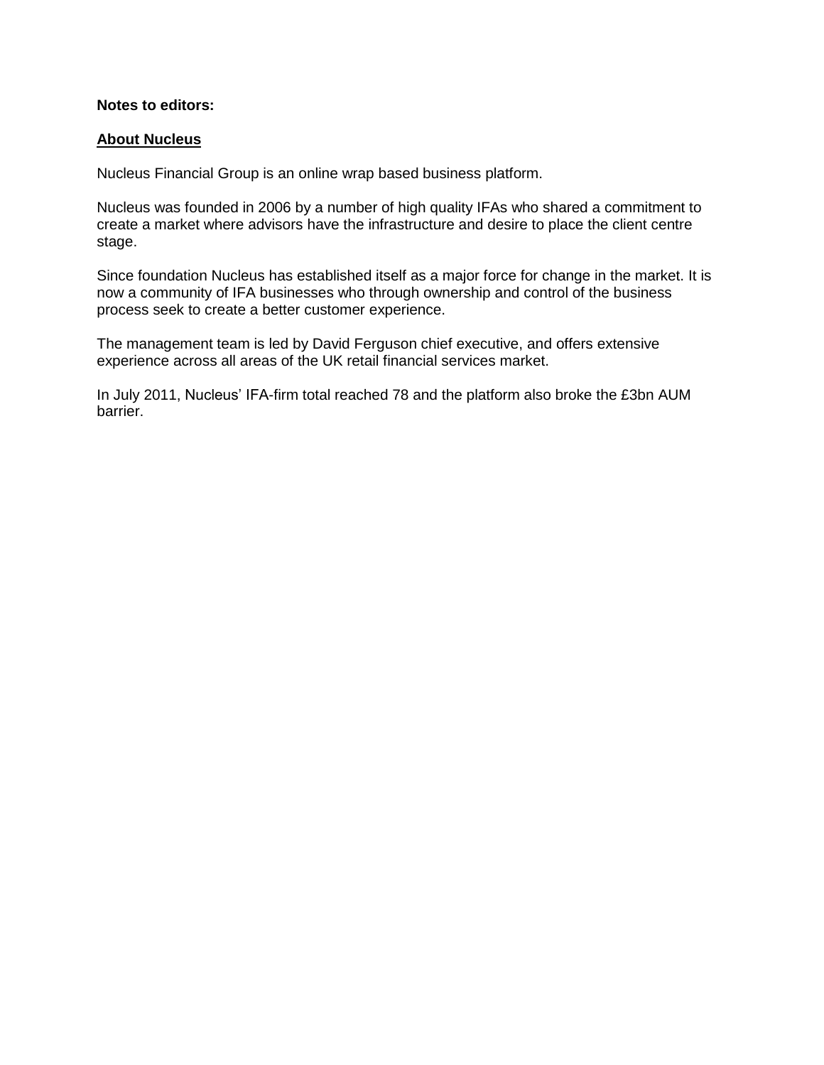**Notes to editors:**

**About Nucleus**

Nucleus Financial Group is an online wrap based business platform.

Nucleus was founded in 2006 by a number of high quality IFAs who shared a commitment to create a market where advisors have the infrastructure and desire to place the client centre stage.

Since foundation Nucleus has established itself as a major force for change in the market. It is now a community of IFA businesses who through ownership and control of the business process seek to create a better customer experience.

The management team is led by David Ferguson chief executive, and offers extensive experience across all areas of the UK retail financial services market.

In July 2011, Nucleus' IFA-firm total reached 78 and the platform also broke the £3bn AUM barrier.